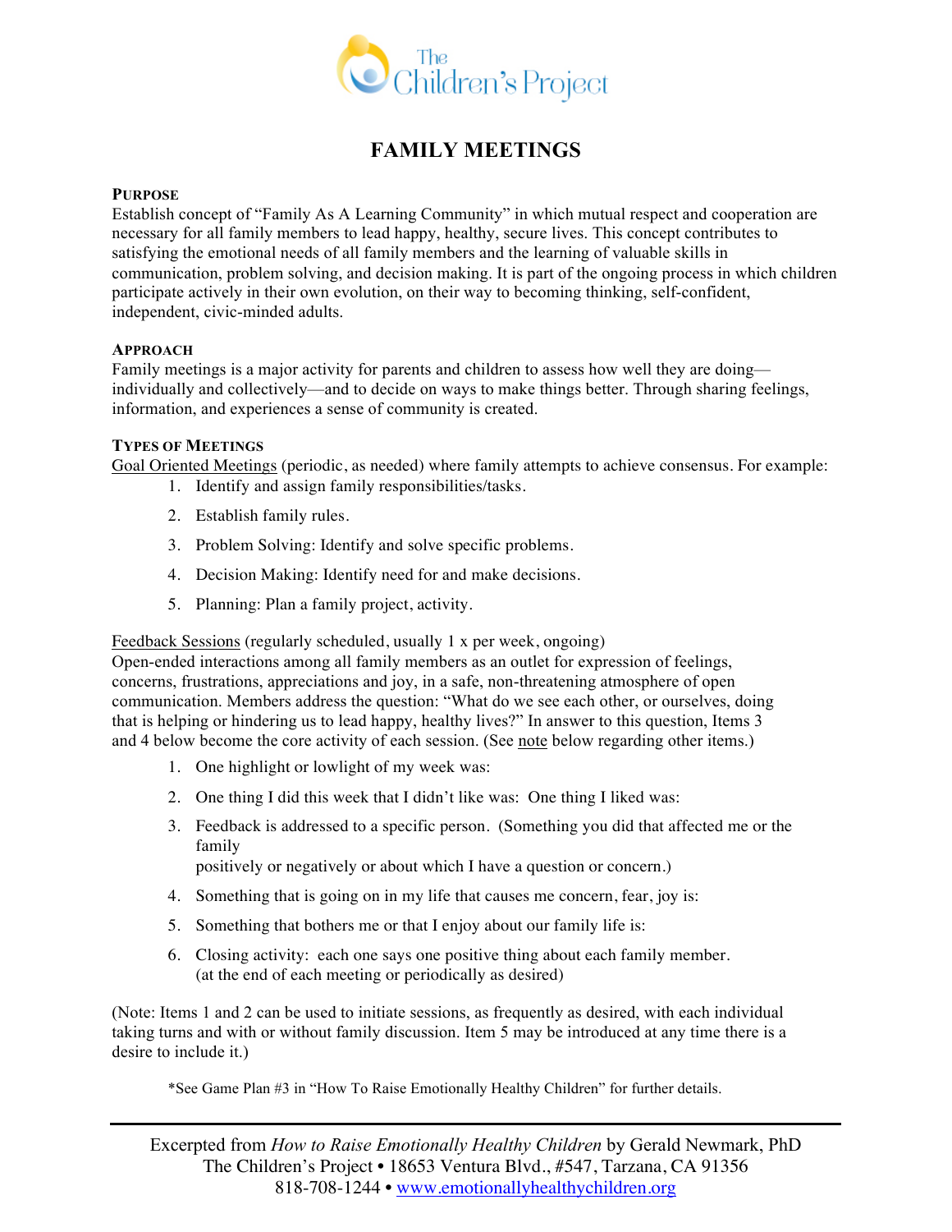# FAMILY MEETINGS

### PURPOSE

Establish concept of "Family As A Learning Community" in which mutual respect and cooperation are necessary for all family members to lead happy, healthy, secure lives. This concept contributes to satisfying the emotional needs of all family members and the learning of valuable skills in communication, problem solving, and decision making. It is part of the ongoing process in which children participate actively in their own evolution, on their way to becoming thinking, self-confident, independent, civic-minded adults.

### APPROACH

Family meetings is a major activity for parents and children to assess how well they are doing—individually and collectively—and to decide on ways to make things better. Through sharing feelings, information, and experiences a sense of community is created.

### TYPES OF MEETINGS

Goal Oriented Meetings (periodic, as needed) where family attempts to achieve consensus. For example:

1. Identify and assign family responsibilities/tasks.
2. Establish family rules.
3. Problem Solving: Identify and solve specific problems.
4. Decision Making: Identify need for and make decisions.
5. Planning: Plan a family project, activity.

Feedback Sessions (regularly scheduled, usually 1 x per week, ongoing)
Open-ended interactions among all family members as an outlet for expression of feelings, concerns, frustrations, appreciations and joy, in a safe, non-threatening atmosphere of open communication. Members address the question: "What do we see each other, or ourselves, doing that is helping or hindering us to lead happy, healthy lives?" In answer to this question, Items 3 and 4 below become the core activity of each session. (See note below regarding other items.)

1. One highlight or lowlight of my week was:
2. One thing I did this week that I didn't like was: One thing I liked was:
3. Feedback is addressed to a specific person. (Something you did that affected me or the family positively or negatively or about which I have a question or concern.)
4. Something that is going on in my life that causes me concern, fear, joy is:
5. Something that bothers me or that I enjoy about our family life is:
6. Closing activity: each one says one positive thing about each family member. (at the end of each meeting or periodically as desired)

(Note: Items 1 and 2 can be used to initiate sessions, as frequently as desired, with each individual taking turns and with or without family discussion. Item 5 may be introduced at any time there is a desire to include it.)

*See Game Plan #3 in "How To Raise Emotionally Healthy Children" for further details.

---

Excerpted from *How to Raise Emotionally Healthy Children* by Gerald Newmark, PhD
The Children's Project • 18653 Ventura Blvd., #547, Tarzana, CA 91356
818-708-1244 • www.emotionallyhealthychildren.org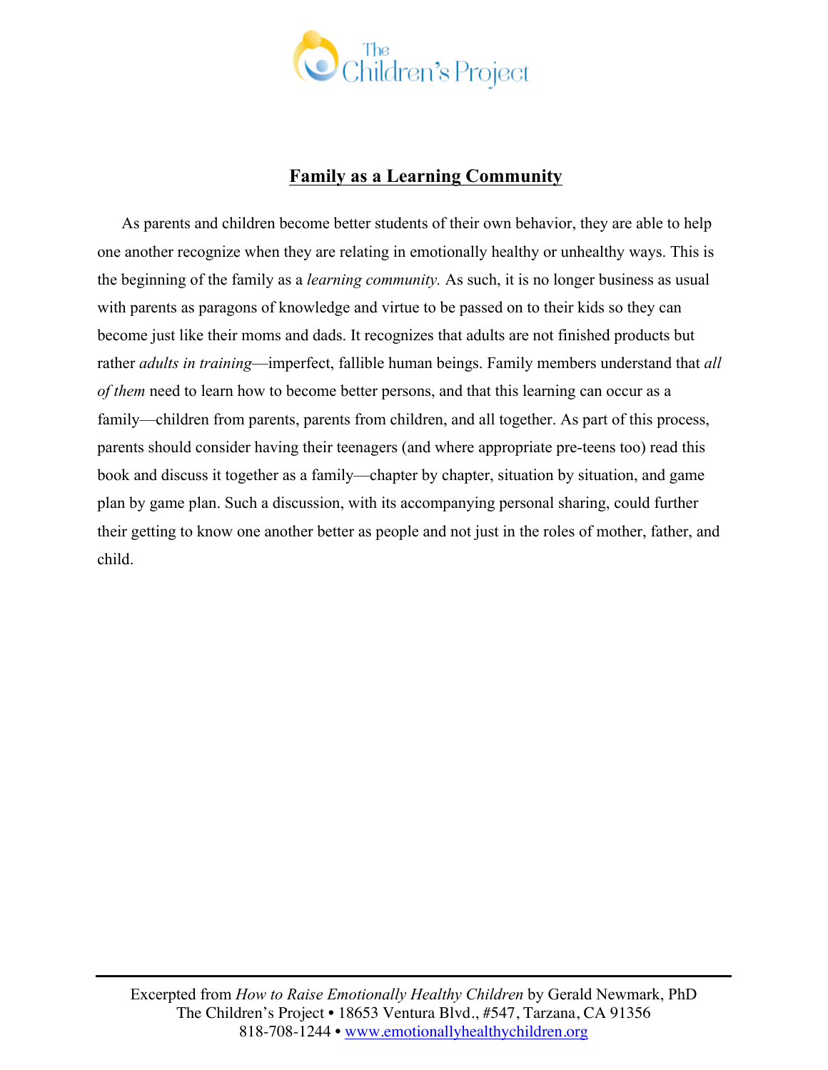## Family as a Learning Community

As parents and children become better students of their own behavior, they are able to help one another recognize when they are relating in emotionally healthy or unhealthy ways. This is the beginning of the family as a *learning community.* As such, it is no longer business as usual with parents as paragons of knowledge and virtue to be passed on to their kids so they can become just like their moms and dads. It recognizes that adults are not finished products but rather *adults in training*—imperfect, fallible human beings. Family members understand that *all of them* need to learn how to become better persons, and that this learning can occur as a family—children from parents, parents from children, and all together. As part of this process, parents should consider having their teenagers (and where appropriate pre-teens too) read this book and discuss it together as a family—chapter by chapter, situation by situation, and game plan by game plan. Such a discussion, with its accompanying personal sharing, could further their getting to know one another better as people and not just in the roles of mother, father, and child.

---

Excerpted from *How to Raise Emotionally Healthy Children* by Gerald Newmark, PhD
The Children's Project • 18653 Ventura Blvd., #547, Tarzana, CA 91356
818-708-1244 • www.emotionallyhealthychildren.org